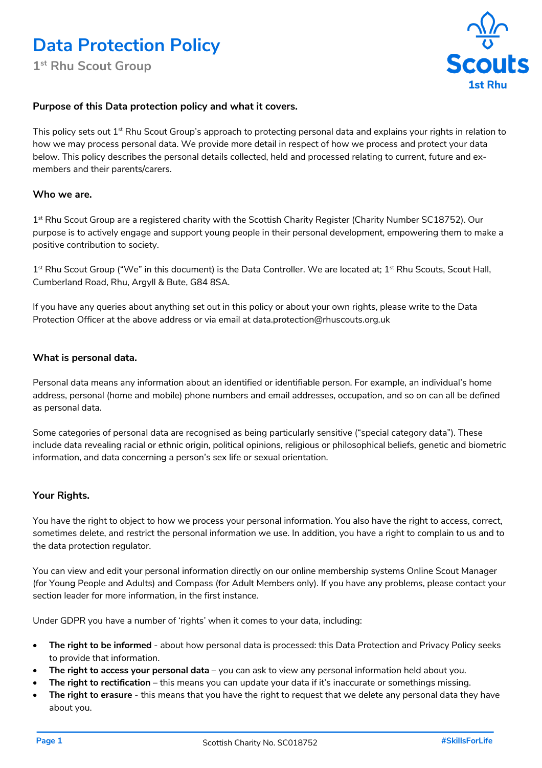# Data Protection Policy

## 1st Rhu Scout Group

**Purpose of this Data protection policy and what it covers.**

This policy sets out 1st Rhu Scout Group's approach to protecting personal data and explains your rights in relation to how we may process personal data. We provide more detail in respect of how we process and protect your data below. This policy describes the personal details collected, held and processed relating to current, future and ex-members and their parents/carers.

**Who we are.**

1st Rhu Scout Group are a registered charity with the Scottish Charity Register (Charity Number SC18752). Our purpose is to actively engage and support young people in their personal development, empowering them to make a positive contribution to society.

1st Rhu Scout Group ("We" in this document) is the Data Controller. We are located at; 1st Rhu Scouts, Scout Hall, Cumberland Road, Rhu, Argyll & Bute, G84 8SA.

If you have any queries about anything set out in this policy or about your own rights, please write to the Data Protection Officer at the above address or via email at data.protection@rhuscouts.org.uk

**What is personal data.**

Personal data means any information about an identified or identifiable person. For example, an individual's home address, personal (home and mobile) phone numbers and email addresses, occupation, and so on can all be defined as personal data.

Some categories of personal data are recognised as being particularly sensitive ("special category data"). These include data revealing racial or ethnic origin, political opinions, religious or philosophical beliefs, genetic and biometric information, and data concerning a person's sex life or sexual orientation.

**Your Rights.**

You have the right to object to how we process your personal information. You also have the right to access, correct, sometimes delete, and restrict the personal information we use. In addition, you have a right to complain to us and to the data protection regulator.

You can view and edit your personal information directly on our online membership systems Online Scout Manager (for Young People and Adults) and Compass (for Adult Members only). If you have any problems, please contact your section leader for more information, in the first instance.

Under GDPR you have a number of 'rights' when it comes to your data, including:

- **The right to be informed** - about how personal data is processed: this Data Protection and Privacy Policy seeks to provide that information.
- **The right to access your personal data** – you can ask to view any personal information held about you.
- **The right to rectification** – this means you can update your data if it's inaccurate or somethings missing.
- **The right to erasure** - this means that you have the right to request that we delete any personal data they have about you.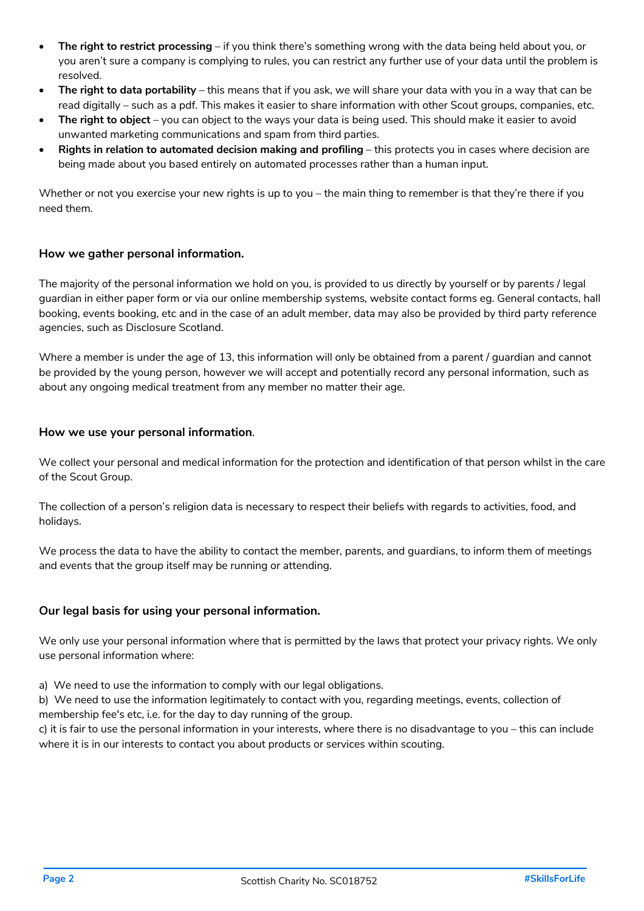- **The right to restrict processing** – if you think there's something wrong with the data being held about you, or you aren't sure a company is complying to rules, you can restrict any further use of your data until the problem is resolved.
- **The right to data portability** – this means that if you ask, we will share your data with you in a way that can be read digitally – such as a pdf. This makes it easier to share information with other Scout groups, companies, etc.
- **The right to object** – you can object to the ways your data is being used. This should make it easier to avoid unwanted marketing communications and spam from third parties.
- **Rights in relation to automated decision making and profiling** – this protects you in cases where decision are being made about you based entirely on automated processes rather than a human input.

Whether or not you exercise your new rights is up to you – the main thing to remember is that they're there if you need them.

### How we gather personal information.

The majority of the personal information we hold on you, is provided to us directly by yourself or by parents / legal guardian in either paper form or via our online membership systems, website contact forms eg. General contacts, hall booking, events booking, etc and in the case of an adult member, data may also be provided by third party reference agencies, such as Disclosure Scotland.

Where a member is under the age of 13, this information will only be obtained from a parent / guardian and cannot be provided by the young person, however we will accept and potentially record any personal information, such as about any ongoing medical treatment from any member no matter their age.

### How we use your personal information.

We collect your personal and medical information for the protection and identification of that person whilst in the care of the Scout Group.

The collection of a person's religion data is necessary to respect their beliefs with regards to activities, food, and holidays.

We process the data to have the ability to contact the member, parents, and guardians, to inform them of meetings and events that the group itself may be running or attending.

### Our legal basis for using your personal information.

We only use your personal information where that is permitted by the laws that protect your privacy rights. We only use personal information where:

a) We need to use the information to comply with our legal obligations.
b) We need to use the information legitimately to contact with you, regarding meetings, events, collection of membership fee's etc, i.e. for the day to day running of the group.
c) it is fair to use the personal information in your interests, where there is no disadvantage to you – this can include where it is in our interests to contact you about products or services within scouting.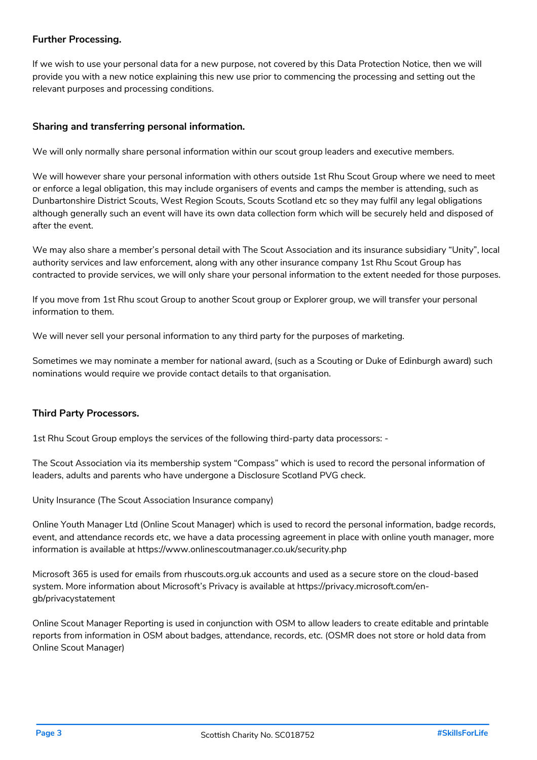**Further Processing.**

If we wish to use your personal data for a new purpose, not covered by this Data Protection Notice, then we will provide you with a new notice explaining this new use prior to commencing the processing and setting out the relevant purposes and processing conditions.

**Sharing and transferring personal information.**

We will only normally share personal information within our scout group leaders and executive members.

We will however share your personal information with others outside 1st Rhu Scout Group where we need to meet or enforce a legal obligation, this may include organisers of events and camps the member is attending, such as Dunbartonshire District Scouts, West Region Scouts, Scouts Scotland etc so they may fulfil any legal obligations although generally such an event will have its own data collection form which will be securely held and disposed of after the event.

We may also share a member's personal detail with The Scout Association and its insurance subsidiary "Unity", local authority services and law enforcement, along with any other insurance company 1st Rhu Scout Group has contracted to provide services, we will only share your personal information to the extent needed for those purposes.

If you move from 1st Rhu scout Group to another Scout group or Explorer group, we will transfer your personal information to them.

We will never sell your personal information to any third party for the purposes of marketing.

Sometimes we may nominate a member for national award, (such as a Scouting or Duke of Edinburgh award) such nominations would require we provide contact details to that organisation.

**Third Party Processors.**

1st Rhu Scout Group employs the services of the following third-party data processors: -

The Scout Association via its membership system "Compass" which is used to record the personal information of leaders, adults and parents who have undergone a Disclosure Scotland PVG check.

Unity Insurance (The Scout Association Insurance company)

Online Youth Manager Ltd (Online Scout Manager) which is used to record the personal information, badge records, event, and attendance records etc, we have a data processing agreement in place with online youth manager, more information is available at https://www.onlinescoutmanager.co.uk/security.php

Microsoft 365 is used for emails from rhuscouts.org.uk accounts and used as a secure store on the cloud-based system. More information about Microsoft's Privacy is available at https://privacy.microsoft.com/en-gb/privacystatement

Online Scout Manager Reporting is used in conjunction with OSM to allow leaders to create editable and printable reports from information in OSM about badges, attendance, records, etc. (OSMR does not store or hold data from Online Scout Manager)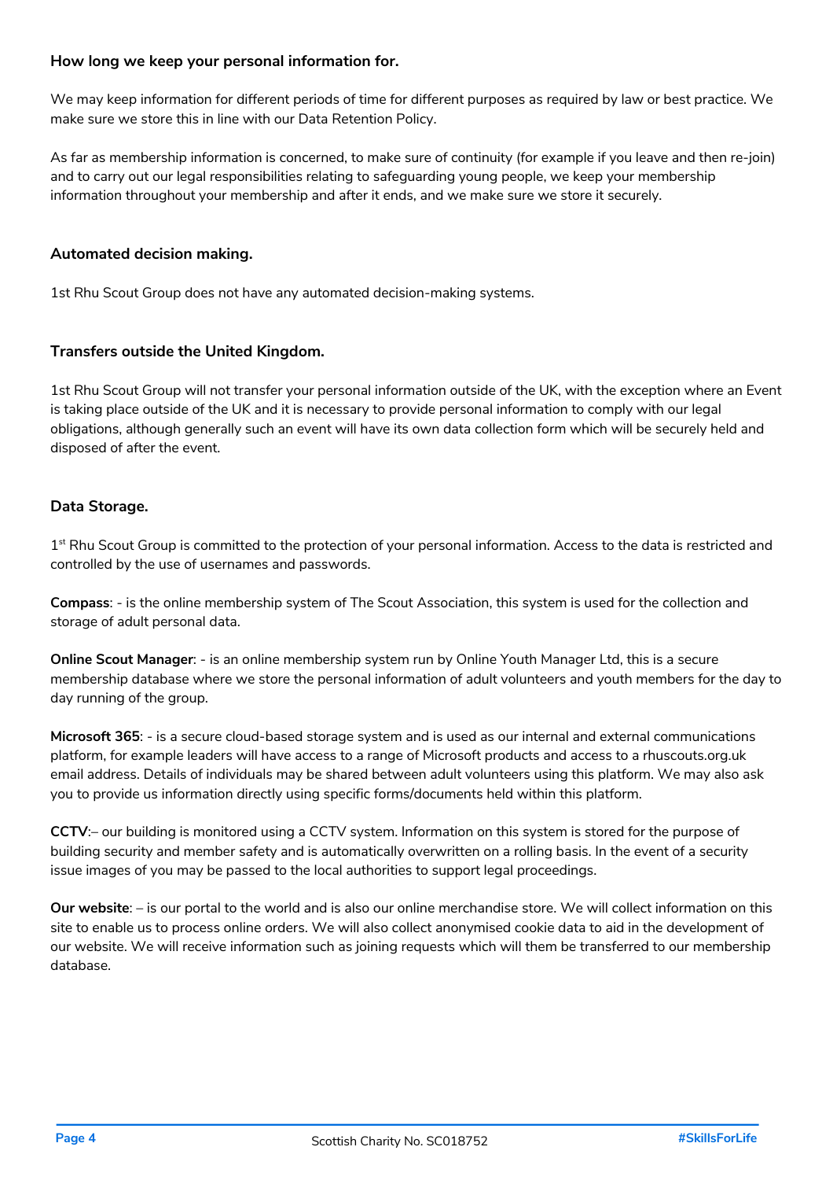### How long we keep your personal information for.

We may keep information for different periods of time for different purposes as required by law or best practice. We make sure we store this in line with our Data Retention Policy.

As far as membership information is concerned, to make sure of continuity (for example if you leave and then re-join) and to carry out our legal responsibilities relating to safeguarding young people, we keep your membership information throughout your membership and after it ends, and we make sure we store it securely.

### Automated decision making.

1st Rhu Scout Group does not have any automated decision-making systems.

### Transfers outside the United Kingdom.

1st Rhu Scout Group will not transfer your personal information outside of the UK, with the exception where an Event is taking place outside of the UK and it is necessary to provide personal information to comply with our legal obligations, although generally such an event will have its own data collection form which will be securely held and disposed of after the event.

### Data Storage.

1st Rhu Scout Group is committed to the protection of your personal information. Access to the data is restricted and controlled by the use of usernames and passwords.

**Compass**: - is the online membership system of The Scout Association, this system is used for the collection and storage of adult personal data.

**Online Scout Manager**: - is an online membership system run by Online Youth Manager Ltd, this is a secure membership database where we store the personal information of adult volunteers and youth members for the day to day running of the group.

**Microsoft 365**: - is a secure cloud-based storage system and is used as our internal and external communications platform, for example leaders will have access to a range of Microsoft products and access to a rhuscouts.org.uk email address. Details of individuals may be shared between adult volunteers using this platform. We may also ask you to provide us information directly using specific forms/documents held within this platform.

**CCTV**:– our building is monitored using a CCTV system. Information on this system is stored for the purpose of building security and member safety and is automatically overwritten on a rolling basis. In the event of a security issue images of you may be passed to the local authorities to support legal proceedings.

**Our website**: – is our portal to the world and is also our online merchandise store. We will collect information on this site to enable us to process online orders. We will also collect anonymised cookie data to aid in the development of our website. We will receive information such as joining requests which will them be transferred to our membership database.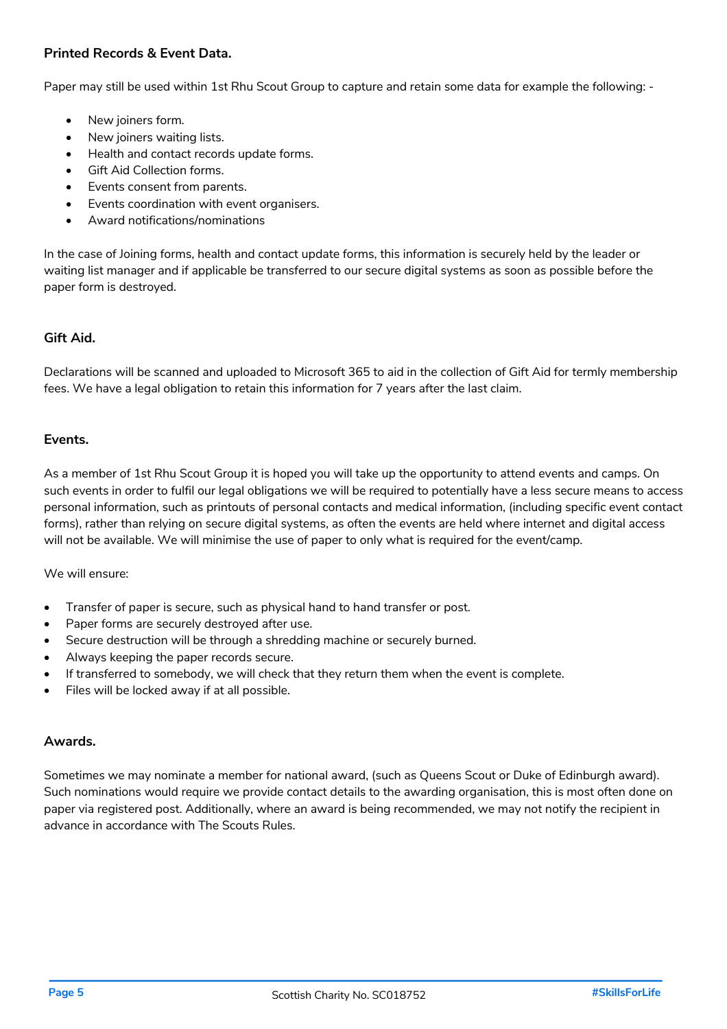### Printed Records & Event Data.

Paper may still be used within 1st Rhu Scout Group to capture and retain some data for example the following: -

- New joiners form.
- New joiners waiting lists.
- Health and contact records update forms.
- Gift Aid Collection forms.
- Events consent from parents.
- Events coordination with event organisers.
- Award notifications/nominations

In the case of Joining forms, health and contact update forms, this information is securely held by the leader or waiting list manager and if applicable be transferred to our secure digital systems as soon as possible before the paper form is destroyed.

### Gift Aid.

Declarations will be scanned and uploaded to Microsoft 365 to aid in the collection of Gift Aid for termly membership fees. We have a legal obligation to retain this information for 7 years after the last claim.

### Events.

As a member of 1st Rhu Scout Group it is hoped you will take up the opportunity to attend events and camps. On such events in order to fulfil our legal obligations we will be required to potentially have a less secure means to access personal information, such as printouts of personal contacts and medical information, (including specific event contact forms), rather than relying on secure digital systems, as often the events are held where internet and digital access will not be available. We will minimise the use of paper to only what is required for the event/camp.

We will ensure:

- Transfer of paper is secure, such as physical hand to hand transfer or post.
- Paper forms are securely destroyed after use.
- Secure destruction will be through a shredding machine or securely burned.
- Always keeping the paper records secure.
- If transferred to somebody, we will check that they return them when the event is complete.
- Files will be locked away if at all possible.

### Awards.

Sometimes we may nominate a member for national award, (such as Queens Scout or Duke of Edinburgh award). Such nominations would require we provide contact details to the awarding organisation, this is most often done on paper via registered post. Additionally, where an award is being recommended, we may not notify the recipient in advance in accordance with The Scouts Rules.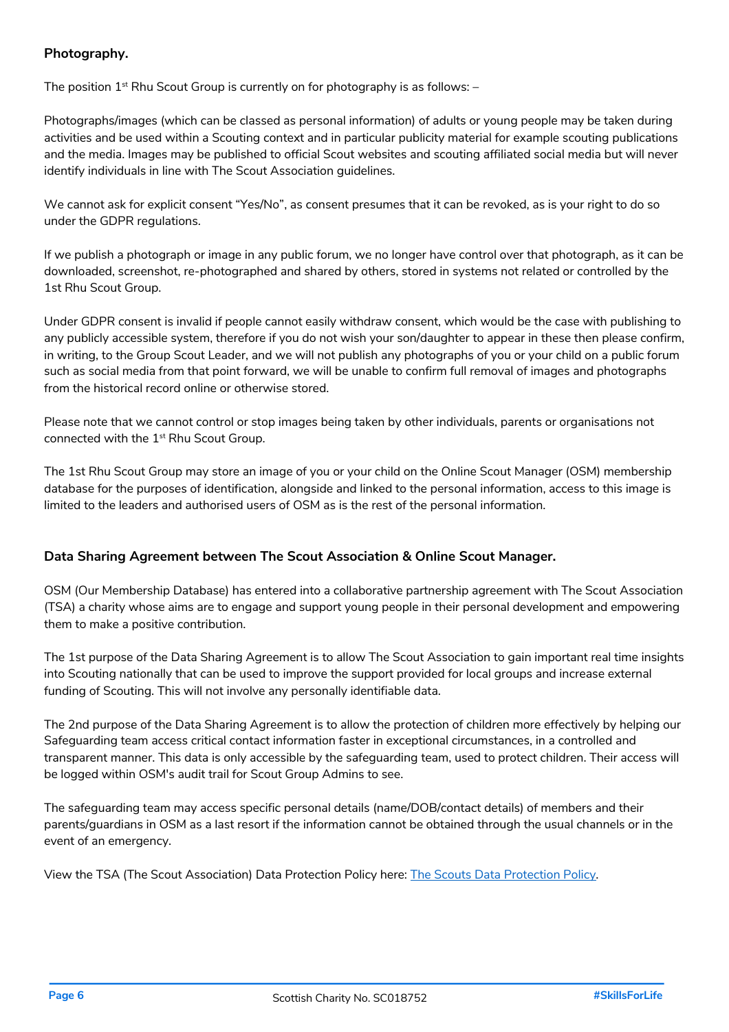**Photography.**

The position 1st Rhu Scout Group is currently on for photography is as follows: –

Photographs/images (which can be classed as personal information) of adults or young people may be taken during activities and be used within a Scouting context and in particular publicity material for example scouting publications and the media. Images may be published to official Scout websites and scouting affiliated social media but will never identify individuals in line with The Scout Association guidelines.

We cannot ask for explicit consent "Yes/No", as consent presumes that it can be revoked, as is your right to do so under the GDPR regulations.

If we publish a photograph or image in any public forum, we no longer have control over that photograph, as it can be downloaded, screenshot, re-photographed and shared by others, stored in systems not related or controlled by the 1st Rhu Scout Group.

Under GDPR consent is invalid if people cannot easily withdraw consent, which would be the case with publishing to any publicly accessible system, therefore if you do not wish your son/daughter to appear in these then please confirm, in writing, to the Group Scout Leader, and we will not publish any photographs of you or your child on a public forum such as social media from that point forward, we will be unable to confirm full removal of images and photographs from the historical record online or otherwise stored.

Please note that we cannot control or stop images being taken by other individuals, parents or organisations not connected with the 1st Rhu Scout Group.

The 1st Rhu Scout Group may store an image of you or your child on the Online Scout Manager (OSM) membership database for the purposes of identification, alongside and linked to the personal information, access to this image is limited to the leaders and authorised users of OSM as is the rest of the personal information.

**Data Sharing Agreement between The Scout Association & Online Scout Manager.**

OSM (Our Membership Database) has entered into a collaborative partnership agreement with The Scout Association (TSA) a charity whose aims are to engage and support young people in their personal development and empowering them to make a positive contribution.

The 1st purpose of the Data Sharing Agreement is to allow The Scout Association to gain important real time insights into Scouting nationally that can be used to improve the support provided for local groups and increase external funding of Scouting. This will not involve any personally identifiable data.

The 2nd purpose of the Data Sharing Agreement is to allow the protection of children more effectively by helping our Safeguarding team access critical contact information faster in exceptional circumstances, in a controlled and transparent manner. This data is only accessible by the safeguarding team, used to protect children. Their access will be logged within OSM's audit trail for Scout Group Admins to see.

The safeguarding team may access specific personal details (name/DOB/contact details) of members and their parents/guardians in OSM as a last resort if the information cannot be obtained through the usual channels or in the event of an emergency.

View the TSA (The Scout Association) Data Protection Policy here: The Scouts Data Protection Policy.

Scottish Charity No. SC018752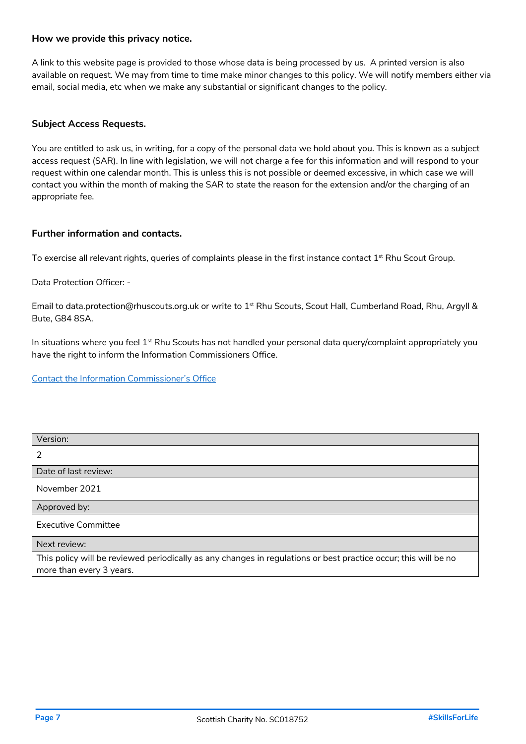### How we provide this privacy notice.

A link to this website page is provided to those whose data is being processed by us. A printed version is also available on request. We may from time to time make minor changes to this policy. We will notify members either via email, social media, etc when we make any substantial or significant changes to the policy.

### Subject Access Requests.

You are entitled to ask us, in writing, for a copy of the personal data we hold about you. This is known as a subject access request (SAR). In line with legislation, we will not charge a fee for this information and will respond to your request within one calendar month. This is unless this is not possible or deemed excessive, in which case we will contact you within the month of making the SAR to state the reason for the extension and/or the charging of an appropriate fee.

### Further information and contacts.

To exercise all relevant rights, queries of complaints please in the first instance contact 1st Rhu Scout Group.

Data Protection Officer: -

Email to data.protection@rhuscouts.org.uk or write to 1st Rhu Scouts, Scout Hall, Cumberland Road, Rhu, Argyll & Bute, G84 8SA.

In situations where you feel 1st Rhu Scouts has not handled your personal data query/complaint appropriately you have the right to inform the Information Commissioners Office.

[Contact the Information Commissioner's Office]

| |
|---|
| Version: |
| 2 |
| Date of last review: |
| November 2021 |
| Approved by: |
| Executive Committee |
| Next review: |
| This policy will be reviewed periodically as any changes in regulations or best practice occur; this will be no more than every 3 years. |